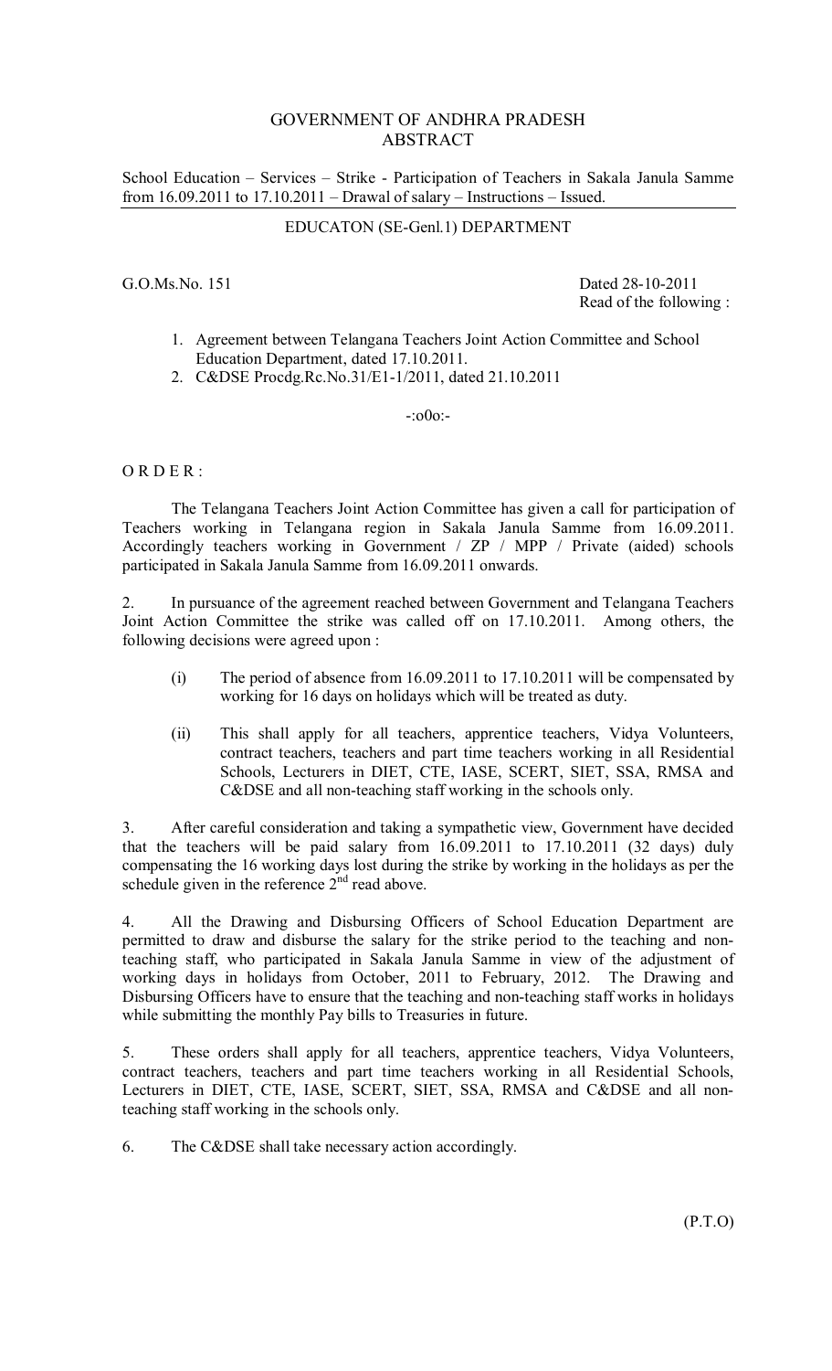# GOVERNMENT OF ANDHRA PRADESH
## ABSTRACT

School Education – Services – Strike - Participation of Teachers in Sakala Janula Samme from 16.09.2011 to 17.10.2011 – Drawal of salary – Instructions – Issued.

### EDUCATON (SE-Genl.1) DEPARTMENT

G.O.Ms.No. 151 Dated 28-10-2011

Read of the following :

1. Agreement between Telangana Teachers Joint Action Committee and School Education Department, dated 17.10.2011.
2. C&DSE Procdg.Rc.No.31/E1-1/2011, dated 21.10.2011

-:o0o:-

O R D E R :

The Telangana Teachers Joint Action Committee has given a call for participation of Teachers working in Telangana region in Sakala Janula Samme from 16.09.2011. Accordingly teachers working in Government / ZP / MPP / Private (aided) schools participated in Sakala Janula Samme from 16.09.2011 onwards.

2. In pursuance of the agreement reached between Government and Telangana Teachers Joint Action Committee the strike was called off on 17.10.2011. Among others, the following decisions were agreed upon :

(i) The period of absence from 16.09.2011 to 17.10.2011 will be compensated by working for 16 days on holidays which will be treated as duty.

(ii) This shall apply for all teachers, apprentice teachers, Vidya Volunteers, contract teachers, teachers and part time teachers working in all Residential Schools, Lecturers in DIET, CTE, IASE, SCERT, SIET, RMSA and C&DSE and all non-teaching staff working in the schools only.

3. After careful consideration and taking a sympathetic view, Government have decided that the teachers will be paid salary from 16.09.2011 to 17.10.2011 (32 days) duly compensating the 16 working days lost during the strike by working in the holidays as per the schedule given in the reference 2nd read above.

4. All the Drawing and Disbursing Officers of School Education Department are permitted to draw and disburse the salary for the strike period to the teaching and non-teaching staff, who participated in Sakala Janula Samme in view of the adjustment of working days in holidays from October, 2011 to February, 2012. The Drawing and Disbursing Officers have to ensure that the teaching and non-teaching staff works in holidays while submitting the monthly Pay bills to Treasuries in future.

5. These orders shall apply for all teachers, apprentice teachers, Vidya Volunteers, contract teachers, teachers and part time teachers working in all Residential Schools, Lecturers in DIET, CTE, IASE, SCERT, SIET, SSA, RMSA and C&DSE and all non-teaching staff working in the schools only.

6. The C&DSE shall take necessary action accordingly.

(P.T.O)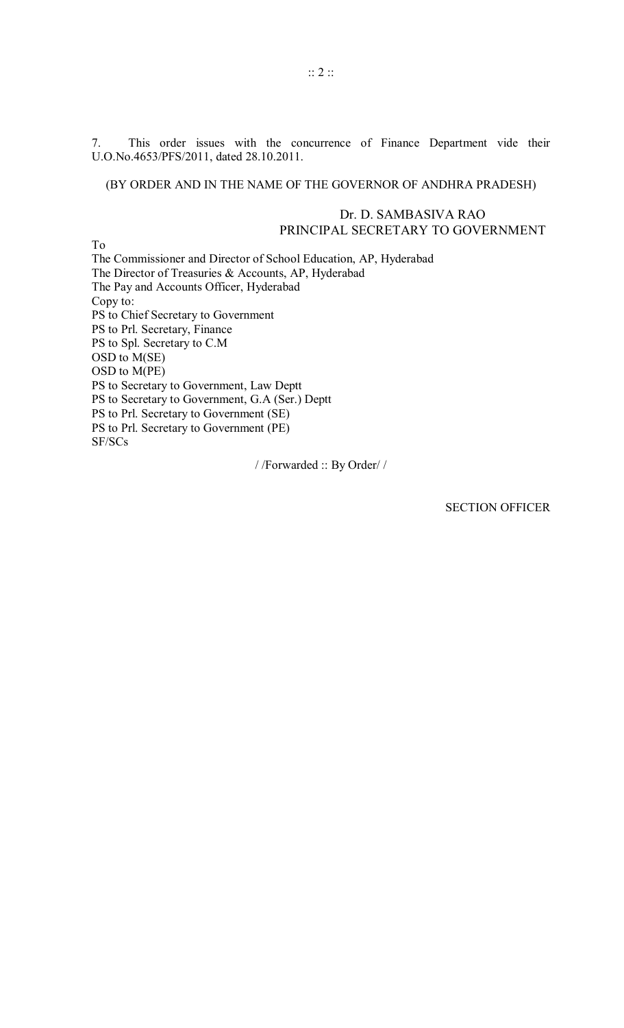7. This order issues with the concurrence of Finance Department vide their U.O.No.4653/PFS/2011, dated 28.10.2011.

(BY ORDER AND IN THE NAME OF THE GOVERNOR OF ANDHRA PRADESH)

Dr. D. SAMBASIVA RAO
PRINCIPAL SECRETARY TO GOVERNMENT

To
The Commissioner and Director of School Education, AP, Hyderabad
The Director of Treasuries & Accounts, AP, Hyderabad
The Pay and Accounts Officer, Hyderabad
Copy to:
PS to Chief Secretary to Government
PS to Prl. Secretary, Finance
PS to Spl. Secretary to C.M
OSD to M(SE)
OSD to M(PE)
PS to Secretary to Government, Law Deptt
PS to Secretary to Government, G.A (Ser.) Deptt
PS to Prl. Secretary to Government (SE)
PS to Prl. Secretary to Government (PE)
SF/SCs

/ /Forwarded :: By Order/ /

SECTION OFFICER